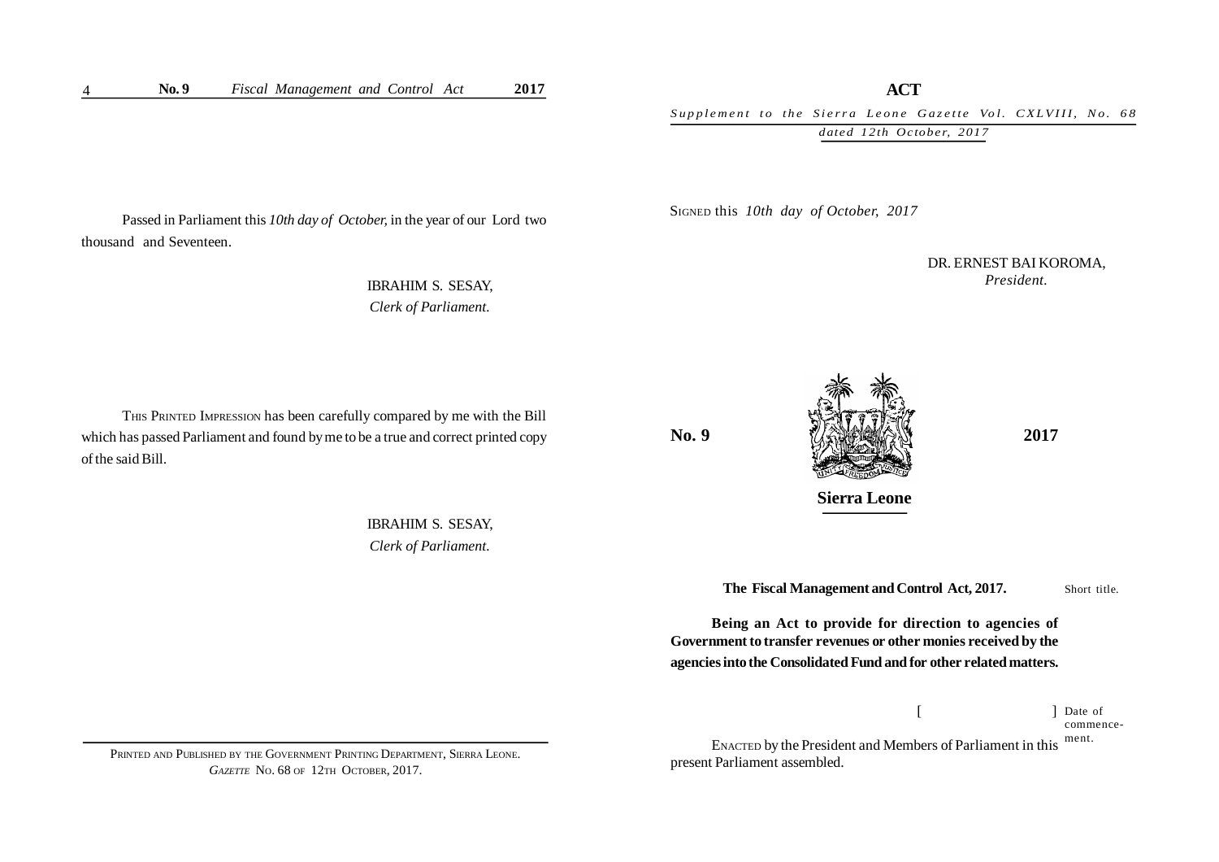Passed in Parliament this *10th day of October,* in the year of our Lord two thousand and Seventeen.

IBRAHIM S. SESAY,
*Clerk of Parliament.*

THIS PRINTED IMPRESSION has been carefully compared by me with the Bill which has passed Parliament and found by me to be a true and correct printed copy of the said Bill.

IBRAHIM S. SESAY,
*Clerk of Parliament.*

PRINTED AND PUBLISHED BY THE GOVERNMENT PRINTING DEPARTMENT, SIERRA LEONE.
*GAZETTE* NO. 68 OF 12TH OCTOBER, 2017.

# ACT

*Supplement to the Sierra Leone Gazette Vol. CXLVIII, No. 68 dated 12th October, 2017*

SIGNED this *10th day of October, 2017*

DR. ERNEST BAI KOROMA,
*President.*

**No. 9** **2017**

**Sierra Leone**

**The Fiscal Management and Control Act, 2017.** Short title.

**Being an Act to provide for direction to agencies of Government to transfer revenues or other monies received by the agencies into the Consolidated Fund and for other related matters.**

[ ] Date of commencement.

ENACTED by the President and Members of Parliament in this present Parliament assembled.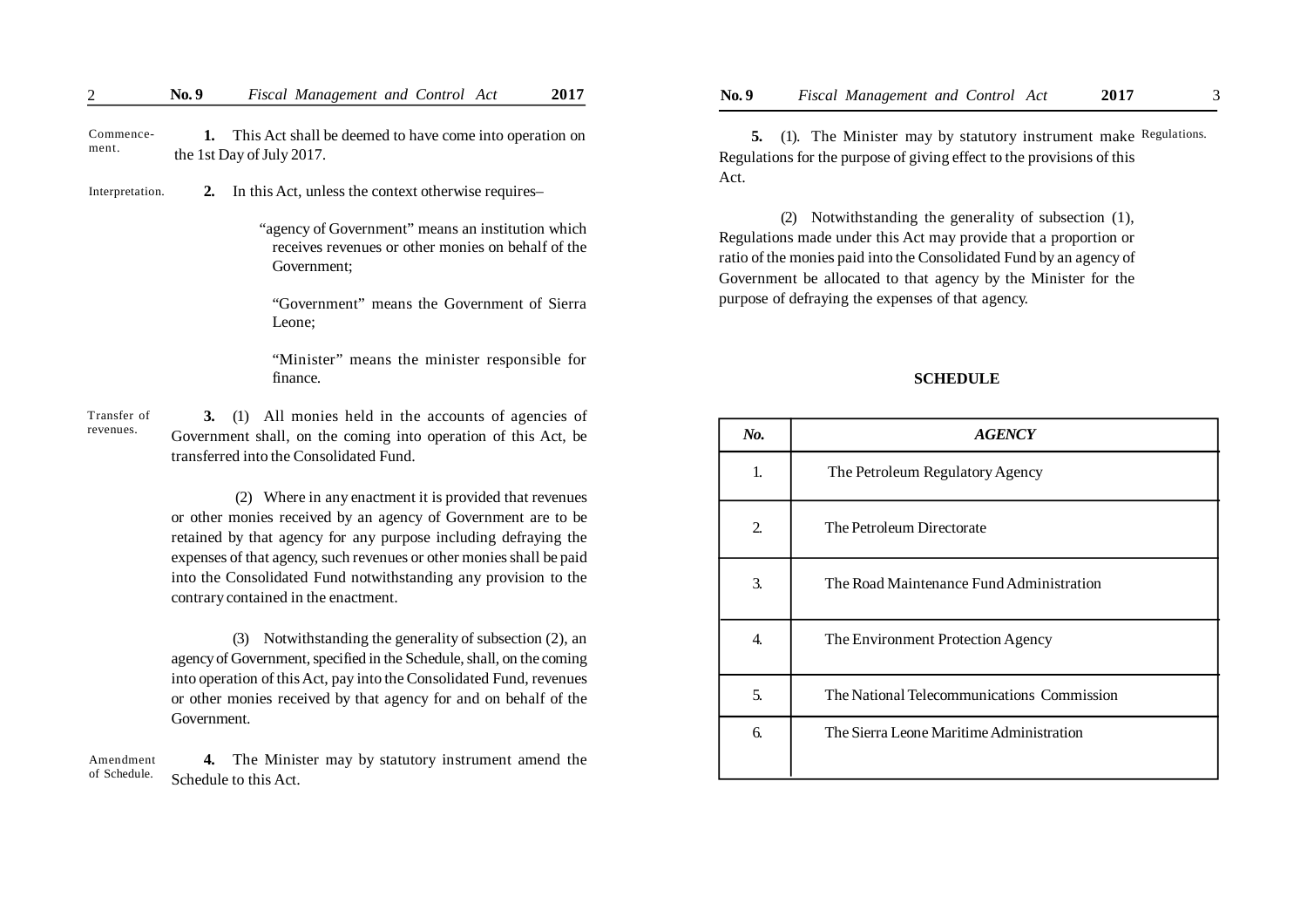**Commencement.**

**1.** This Act shall be deemed to have come into operation on the 1st Day of July 2017.

**Interpretation.**

**2.** In this Act, unless the context otherwise requires–

"agency of Government" means an institution which receives revenues or other monies on behalf of the Government;

"Government" means the Government of Sierra Leone;

"Minister" means the minister responsible for finance.

**Transfer of revenues.**

**3.** (1) All monies held in the accounts of agencies of Government shall, on the coming into operation of this Act, be transferred into the Consolidated Fund.

(2) Where in any enactment it is provided that revenues or other monies received by an agency of Government are to be retained by that agency for any purpose including defraying the expenses of that agency, such revenues or other monies shall be paid into the Consolidated Fund notwithstanding any provision to the contrary contained in the enactment.

(3) Notwithstanding the generality of subsection (2), an agency of Government, specified in the Schedule, shall, on the coming into operation of this Act, pay into the Consolidated Fund, revenues or other monies received by that agency for and on behalf of the Government.

**Amendment of Schedule.**

**4.** The Minister may by statutory instrument amend the Schedule to this Act.

**Regulations.**

**5.** (1). The Minister may by statutory instrument make Regulations for the purpose of giving effect to the provisions of this Act.

(2) Notwithstanding the generality of subsection (1), Regulations made under this Act may provide that a proportion or ratio of the monies paid into the Consolidated Fund by an agency of Government be allocated to that agency by the Minister for the purpose of defraying the expenses of that agency.

## SCHEDULE

| *No.* | *AGENCY* |
|---|---|
| 1. | The Petroleum Regulatory Agency |
| 2. | The Petroleum Directorate |
| 3. | The Road Maintenance Fund Administration |
| 4. | The Environment Protection Agency |
| 5. | The National Telecommunications Commission |
| 6. | The Sierra Leone Maritime Administration |